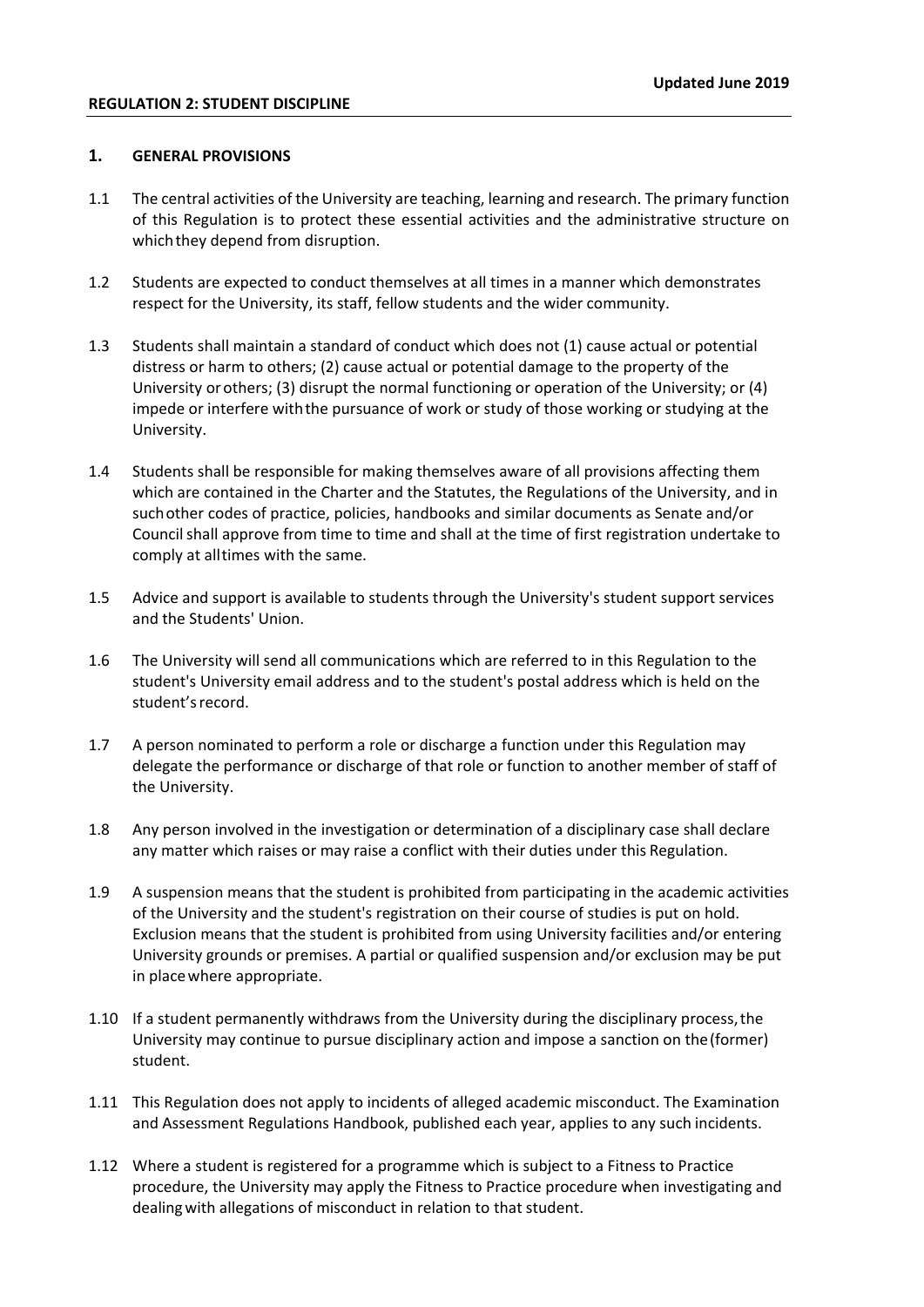**Updated June 2019**

**REGULATION 2: STUDENT DISCIPLINE**

## 1. GENERAL PROVISIONS

1.1 The central activities of the University are teaching, learning and research. The primary function of this Regulation is to protect these essential activities and the administrative structure on which they depend from disruption.

1.2 Students are expected to conduct themselves at all times in a manner which demonstrates respect for the University, its staff, fellow students and the wider community.

1.3 Students shall maintain a standard of conduct which does not (1) cause actual or potential distress or harm to others; (2) cause actual or potential damage to the property of the University or others; (3) disrupt the normal functioning or operation of the University; or (4) impede or interfere with the pursuance of work or study of those working or studying at the University.

1.4 Students shall be responsible for making themselves aware of all provisions affecting them which are contained in the Charter and the Statutes, the Regulations of the University, and in such other codes of practice, policies, handbooks and similar documents as Senate and/or Council shall approve from time to time and shall at the time of first registration undertake to comply at all times with the same.

1.5 Advice and support is available to students through the University's student support services and the Students' Union.

1.6 The University will send all communications which are referred to in this Regulation to the student's University email address and to the student's postal address which is held on the student's record.

1.7 A person nominated to perform a role or discharge a function under this Regulation may delegate the performance or discharge of that role or function to another member of staff of the University.

1.8 Any person involved in the investigation or determination of a disciplinary case shall declare any matter which raises or may raise a conflict with their duties under this Regulation.

1.9 A suspension means that the student is prohibited from participating in the academic activities of the University and the student's registration on their course of studies is put on hold. Exclusion means that the student is prohibited from using University facilities and/or entering University grounds or premises. A partial or qualified suspension and/or exclusion may be put in place where appropriate.

1.10 If a student permanently withdraws from the University during the disciplinary process, the University may continue to pursue disciplinary action and impose a sanction on the (former) student.

1.11 This Regulation does not apply to incidents of alleged academic misconduct. The Examination and Assessment Regulations Handbook, published each year, applies to any such incidents.

1.12 Where a student is registered for a programme which is subject to a Fitness to Practice procedure, the University may apply the Fitness to Practice procedure when investigating and dealing with allegations of misconduct in relation to that student.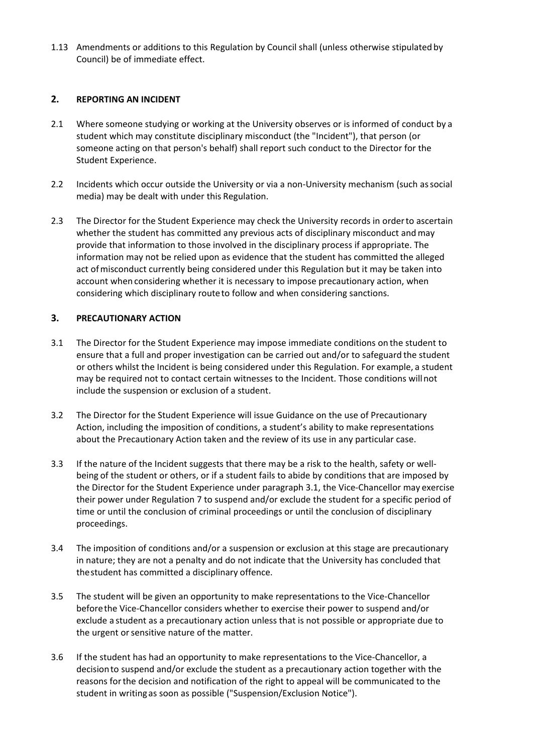1.13 Amendments or additions to this Regulation by Council shall (unless otherwise stipulated by Council) be of immediate effect.

## 2. REPORTING AN INCIDENT

2.1 Where someone studying or working at the University observes or is informed of conduct by a student which may constitute disciplinary misconduct (the "Incident"), that person (or someone acting on that person's behalf) shall report such conduct to the Director for the Student Experience.

2.2 Incidents which occur outside the University or via a non-University mechanism (such as social media) may be dealt with under this Regulation.

2.3 The Director for the Student Experience may check the University records in order to ascertain whether the student has committed any previous acts of disciplinary misconduct and may provide that information to those involved in the disciplinary process if appropriate. The information may not be relied upon as evidence that the student has committed the alleged act of misconduct currently being considered under this Regulation but it may be taken into account when considering whether it is necessary to impose precautionary action, when considering which disciplinary route to follow and when considering sanctions.

## 3. PRECAUTIONARY ACTION

3.1 The Director for the Student Experience may impose immediate conditions on the student to ensure that a full and proper investigation can be carried out and/or to safeguard the student or others whilst the Incident is being considered under this Regulation. For example, a student may be required not to contact certain witnesses to the Incident. Those conditions will not include the suspension or exclusion of a student.

3.2 The Director for the Student Experience will issue Guidance on the use of Precautionary Action, including the imposition of conditions, a student's ability to make representations about the Precautionary Action taken and the review of its use in any particular case.

3.3 If the nature of the Incident suggests that there may be a risk to the health, safety or well-being of the student or others, or if a student fails to abide by conditions that are imposed by the Director for the Student Experience under paragraph 3.1, the Vice-Chancellor may exercise their power under Regulation 7 to suspend and/or exclude the student for a specific period of time or until the conclusion of criminal proceedings or until the conclusion of disciplinary proceedings.

3.4 The imposition of conditions and/or a suspension or exclusion at this stage are precautionary in nature; they are not a penalty and do not indicate that the University has concluded that the student has committed a disciplinary offence.

3.5 The student will be given an opportunity to make representations to the Vice-Chancellor before the Vice-Chancellor considers whether to exercise their power to suspend and/or exclude a student as a precautionary action unless that is not possible or appropriate due to the urgent or sensitive nature of the matter.

3.6 If the student has had an opportunity to make representations to the Vice-Chancellor, a decision to suspend and/or exclude the student as a precautionary action together with the reasons for the decision and notification of the right to appeal will be communicated to the student in writing as soon as possible ("Suspension/Exclusion Notice").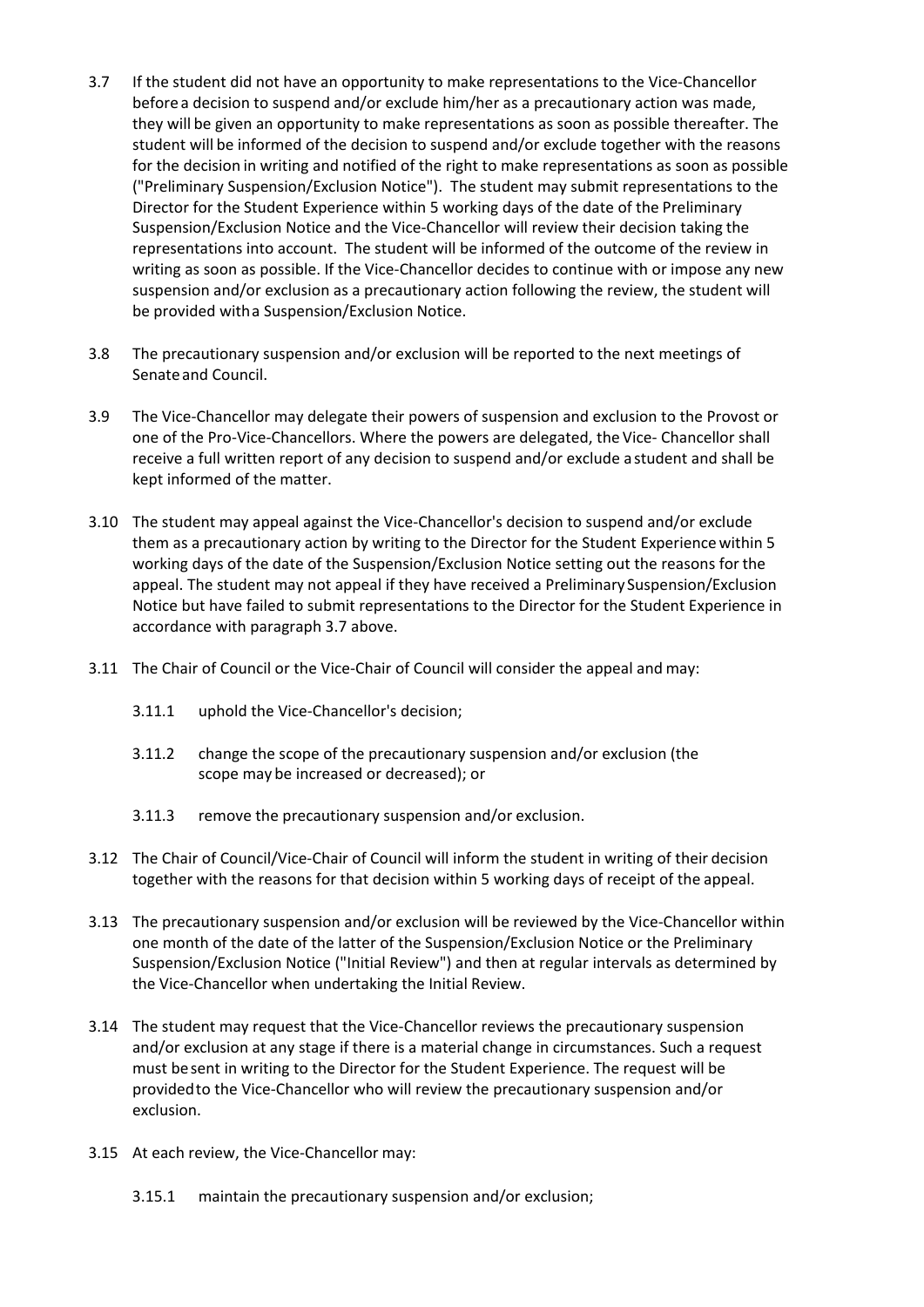3.7 If the student did not have an opportunity to make representations to the Vice-Chancellor before a decision to suspend and/or exclude him/her as a precautionary action was made, they will be given an opportunity to make representations as soon as possible thereafter. The student will be informed of the decision to suspend and/or exclude together with the reasons for the decision in writing and notified of the right to make representations as soon as possible ("Preliminary Suspension/Exclusion Notice"). The student may submit representations to the Director for the Student Experience within 5 working days of the date of the Preliminary Suspension/Exclusion Notice and the Vice-Chancellor will review their decision taking the representations into account. The student will be informed of the outcome of the review in writing as soon as possible. If the Vice-Chancellor decides to continue with or impose any new suspension and/or exclusion as a precautionary action following the review, the student will be provided with a Suspension/Exclusion Notice.

3.8 The precautionary suspension and/or exclusion will be reported to the next meetings of Senate and Council.

3.9 The Vice-Chancellor may delegate their powers of suspension and exclusion to the Provost or one of the Pro-Vice-Chancellors. Where the powers are delegated, the Vice- Chancellor shall receive a full written report of any decision to suspend and/or exclude a student and shall be kept informed of the matter.

3.10 The student may appeal against the Vice-Chancellor's decision to suspend and/or exclude them as a precautionary action by writing to the Director for the Student Experience within 5 working days of the date of the Suspension/Exclusion Notice setting out the reasons for the appeal. The student may not appeal if they have received a Preliminary Suspension/Exclusion Notice but have failed to submit representations to the Director for the Student Experience in accordance with paragraph 3.7 above.

3.11 The Chair of Council or the Vice-Chair of Council will consider the appeal and may:

 3.11.1 uphold the Vice-Chancellor's decision;

 3.11.2 change the scope of the precautionary suspension and/or exclusion (the scope may be increased or decreased); or

 3.11.3 remove the precautionary suspension and/or exclusion.

3.12 The Chair of Council/Vice-Chair of Council will inform the student in writing of their decision together with the reasons for that decision within 5 working days of receipt of the appeal.

3.13 The precautionary suspension and/or exclusion will be reviewed by the Vice-Chancellor within one month of the date of the latter of the Suspension/Exclusion Notice or the Preliminary Suspension/Exclusion Notice ("Initial Review") and then at regular intervals as determined by the Vice-Chancellor when undertaking the Initial Review.

3.14 The student may request that the Vice-Chancellor reviews the precautionary suspension and/or exclusion at any stage if there is a material change in circumstances. Such a request must be sent in writing to the Director for the Student Experience. The request will be provided to the Vice-Chancellor who will review the precautionary suspension and/or exclusion.

3.15 At each review, the Vice-Chancellor may:

 3.15.1 maintain the precautionary suspension and/or exclusion;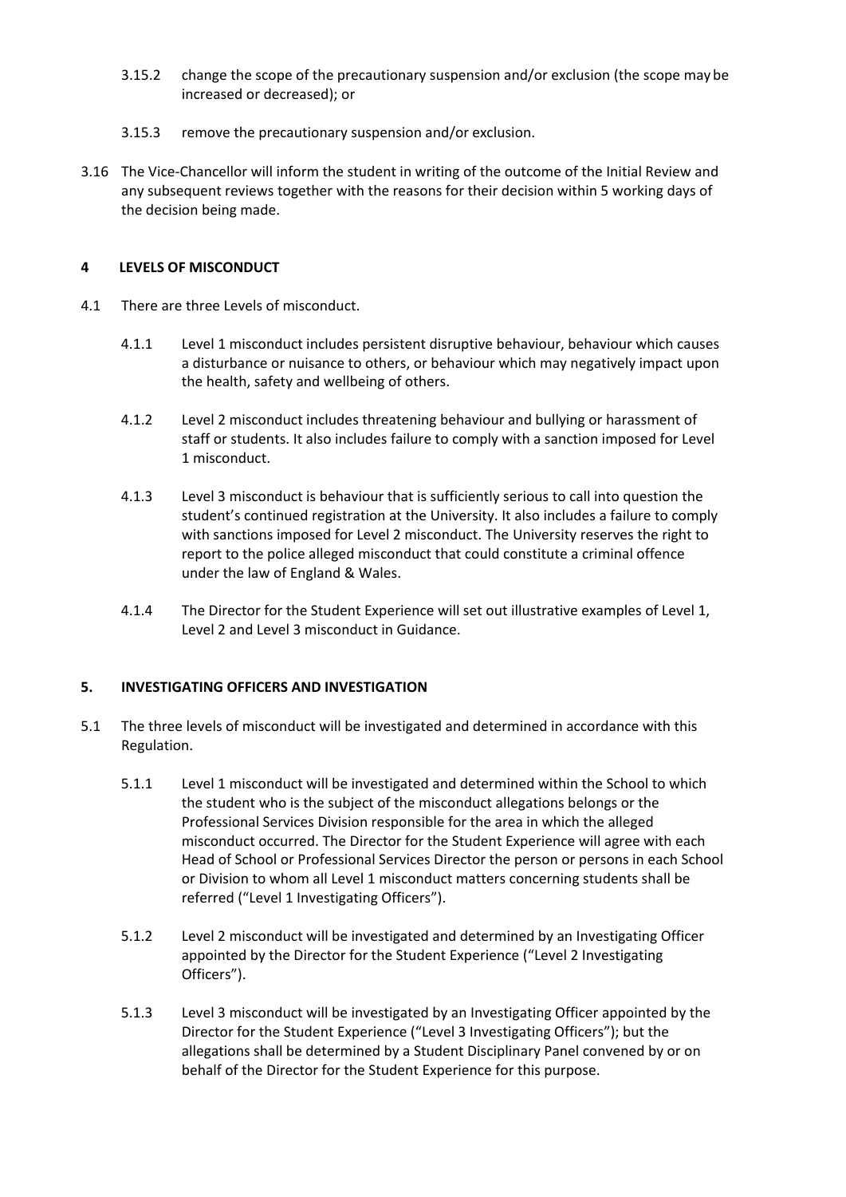3.15.2 change the scope of the precautionary suspension and/or exclusion (the scope may be increased or decreased); or

3.15.3 remove the precautionary suspension and/or exclusion.

3.16 The Vice-Chancellor will inform the student in writing of the outcome of the Initial Review and any subsequent reviews together with the reasons for their decision within 5 working days of the decision being made.

## 4 LEVELS OF MISCONDUCT

4.1 There are three Levels of misconduct.

4.1.1 Level 1 misconduct includes persistent disruptive behaviour, behaviour which causes a disturbance or nuisance to others, or behaviour which may negatively impact upon the health, safety and wellbeing of others.

4.1.2 Level 2 misconduct includes threatening behaviour and bullying or harassment of staff or students. It also includes failure to comply with a sanction imposed for Level 1 misconduct.

4.1.3 Level 3 misconduct is behaviour that is sufficiently serious to call into question the student's continued registration at the University. It also includes a failure to comply with sanctions imposed for Level 2 misconduct. The University reserves the right to report to the police alleged misconduct that could constitute a criminal offence under the law of England & Wales.

4.1.4 The Director for the Student Experience will set out illustrative examples of Level 1, Level 2 and Level 3 misconduct in Guidance.

## 5. INVESTIGATING OFFICERS AND INVESTIGATION

5.1 The three levels of misconduct will be investigated and determined in accordance with this Regulation.

5.1.1 Level 1 misconduct will be investigated and determined within the School to which the student who is the subject of the misconduct allegations belongs or the Professional Services Division responsible for the area in which the alleged misconduct occurred. The Director for the Student Experience will agree with each Head of School or Professional Services Director the person or persons in each School or Division to whom all Level 1 misconduct matters concerning students shall be referred ("Level 1 Investigating Officers").

5.1.2 Level 2 misconduct will be investigated and determined by an Investigating Officer appointed by the Director for the Student Experience ("Level 2 Investigating Officers").

5.1.3 Level 3 misconduct will be investigated by an Investigating Officer appointed by the Director for the Student Experience ("Level 3 Investigating Officers"); but the allegations shall be determined by a Student Disciplinary Panel convened by or on behalf of the Director for the Student Experience for this purpose.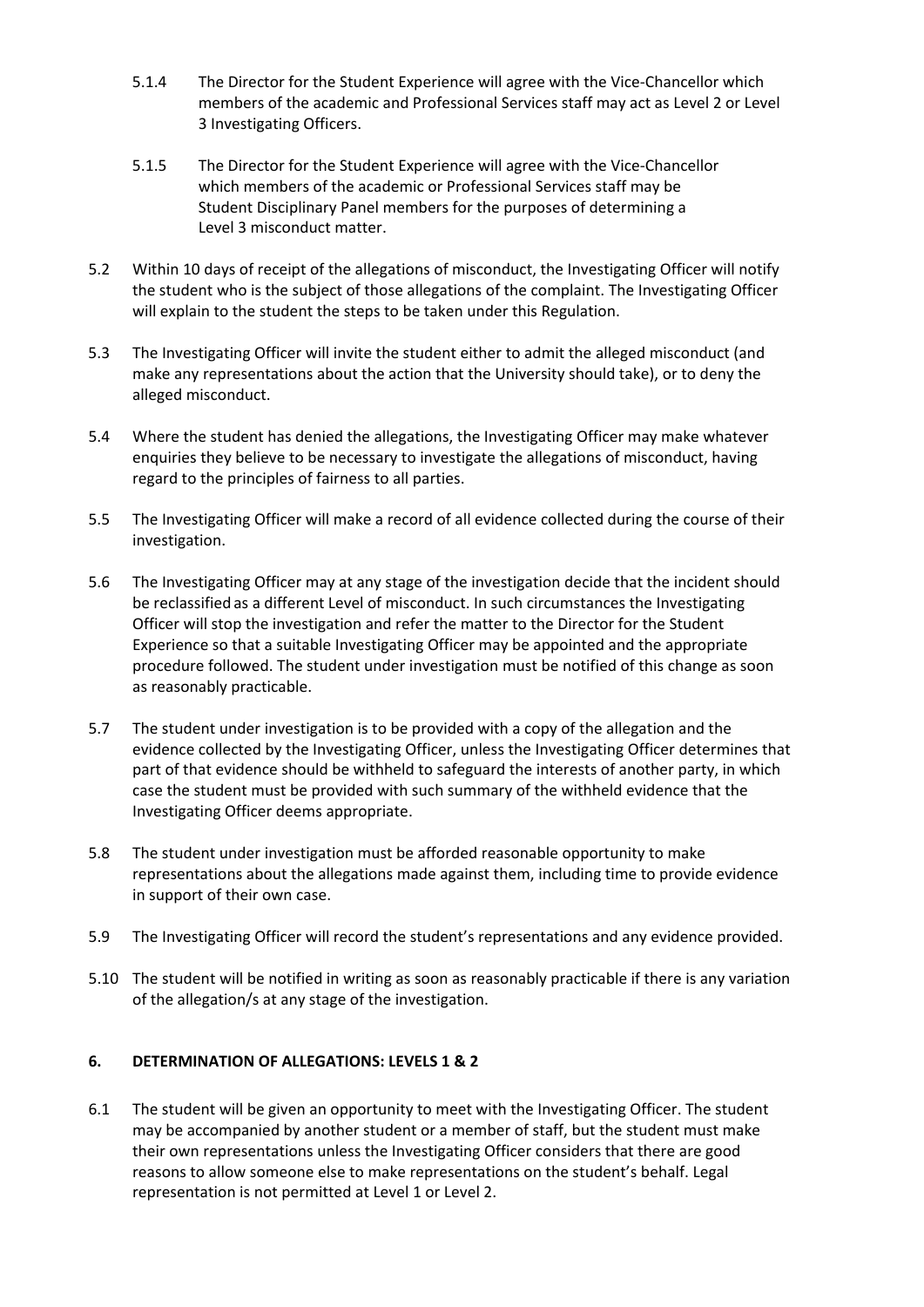5.1.4 The Director for the Student Experience will agree with the Vice-Chancellor which members of the academic and Professional Services staff may act as Level 2 or Level 3 Investigating Officers.

5.1.5 The Director for the Student Experience will agree with the Vice-Chancellor which members of the academic or Professional Services staff may be Student Disciplinary Panel members for the purposes of determining a Level 3 misconduct matter.

5.2 Within 10 days of receipt of the allegations of misconduct, the Investigating Officer will notify the student who is the subject of those allegations of the complaint. The Investigating Officer will explain to the student the steps to be taken under this Regulation.

5.3 The Investigating Officer will invite the student either to admit the alleged misconduct (and make any representations about the action that the University should take), or to deny the alleged misconduct.

5.4 Where the student has denied the allegations, the Investigating Officer may make whatever enquiries they believe to be necessary to investigate the allegations of misconduct, having regard to the principles of fairness to all parties.

5.5 The Investigating Officer will make a record of all evidence collected during the course of their investigation.

5.6 The Investigating Officer may at any stage of the investigation decide that the incident should be reclassified as a different Level of misconduct. In such circumstances the Investigating Officer will stop the investigation and refer the matter to the Director for the Student Experience so that a suitable Investigating Officer may be appointed and the appropriate procedure followed. The student under investigation must be notified of this change as soon as reasonably practicable.

5.7 The student under investigation is to be provided with a copy of the allegation and the evidence collected by the Investigating Officer, unless the Investigating Officer determines that part of that evidence should be withheld to safeguard the interests of another party, in which case the student must be provided with such summary of the withheld evidence that the Investigating Officer deems appropriate.

5.8 The student under investigation must be afforded reasonable opportunity to make representations about the allegations made against them, including time to provide evidence in support of their own case.

5.9 The Investigating Officer will record the student's representations and any evidence provided.

5.10 The student will be notified in writing as soon as reasonably practicable if there is any variation of the allegation/s at any stage of the investigation.

## 6. DETERMINATION OF ALLEGATIONS: LEVELS 1 & 2

6.1 The student will be given an opportunity to meet with the Investigating Officer. The student may be accompanied by another student or a member of staff, but the student must make their own representations unless the Investigating Officer considers that there are good reasons to allow someone else to make representations on the student's behalf. Legal representation is not permitted at Level 1 or Level 2.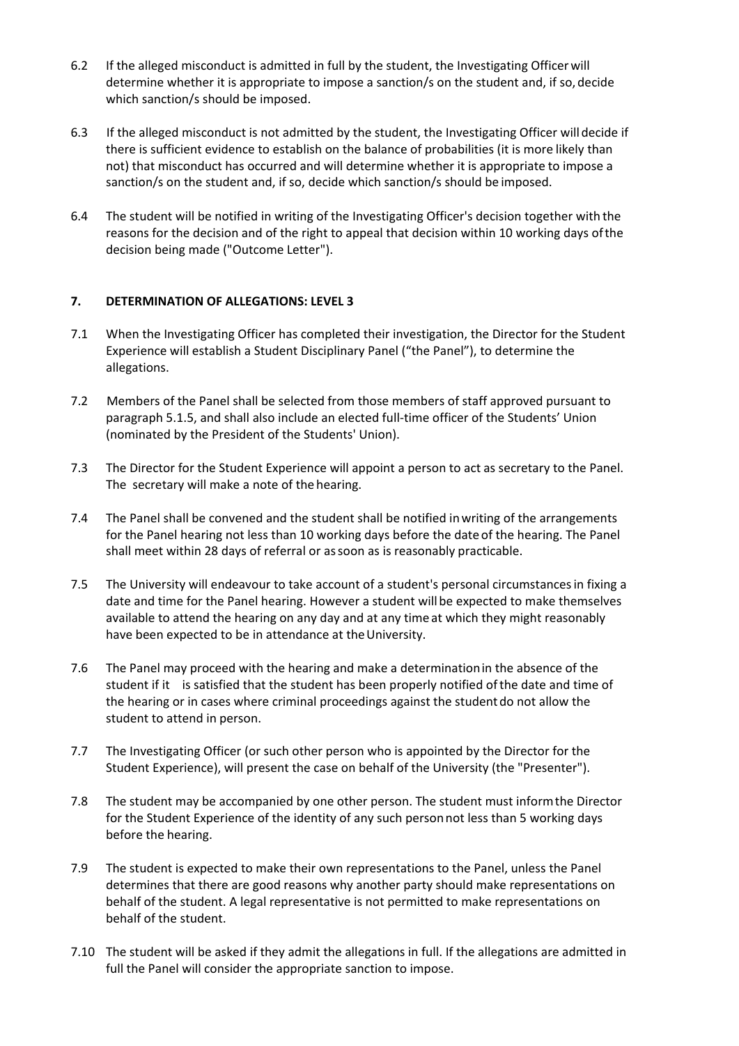6.2 If the alleged misconduct is admitted in full by the student, the Investigating Officer will determine whether it is appropriate to impose a sanction/s on the student and, if so, decide which sanction/s should be imposed.

6.3 If the alleged misconduct is not admitted by the student, the Investigating Officer will decide if there is sufficient evidence to establish on the balance of probabilities (it is more likely than not) that misconduct has occurred and will determine whether it is appropriate to impose a sanction/s on the student and, if so, decide which sanction/s should be imposed.

6.4 The student will be notified in writing of the Investigating Officer's decision together with the reasons for the decision and of the right to appeal that decision within 10 working days of the decision being made ("Outcome Letter").

## 7. DETERMINATION OF ALLEGATIONS: LEVEL 3

7.1 When the Investigating Officer has completed their investigation, the Director for the Student Experience will establish a Student Disciplinary Panel ("the Panel"), to determine the allegations.

7.2 Members of the Panel shall be selected from those members of staff approved pursuant to paragraph 5.1.5, and shall also include an elected full-time officer of the Students' Union (nominated by the President of the Students' Union).

7.3 The Director for the Student Experience will appoint a person to act as secretary to the Panel. The secretary will make a note of the hearing.

7.4 The Panel shall be convened and the student shall be notified in writing of the arrangements for the Panel hearing not less than 10 working days before the date of the hearing. The Panel shall meet within 28 days of referral or as soon as is reasonably practicable.

7.5 The University will endeavour to take account of a student's personal circumstances in fixing a date and time for the Panel hearing. However a student will be expected to make themselves available to attend the hearing on any day and at any time at which they might reasonably have been expected to be in attendance at the University.

7.6 The Panel may proceed with the hearing and make a determination in the absence of the student if it is satisfied that the student has been properly notified of the date and time of the hearing or in cases where criminal proceedings against the student do not allow the student to attend in person.

7.7 The Investigating Officer (or such other person who is appointed by the Director for the Student Experience), will present the case on behalf of the University (the "Presenter").

7.8 The student may be accompanied by one other person. The student must inform the Director for the Student Experience of the identity of any such person not less than 5 working days before the hearing.

7.9 The student is expected to make their own representations to the Panel, unless the Panel determines that there are good reasons why another party should make representations on behalf of the student. A legal representative is not permitted to make representations on behalf of the student.

7.10 The student will be asked if they admit the allegations in full. If the allegations are admitted in full the Panel will consider the appropriate sanction to impose.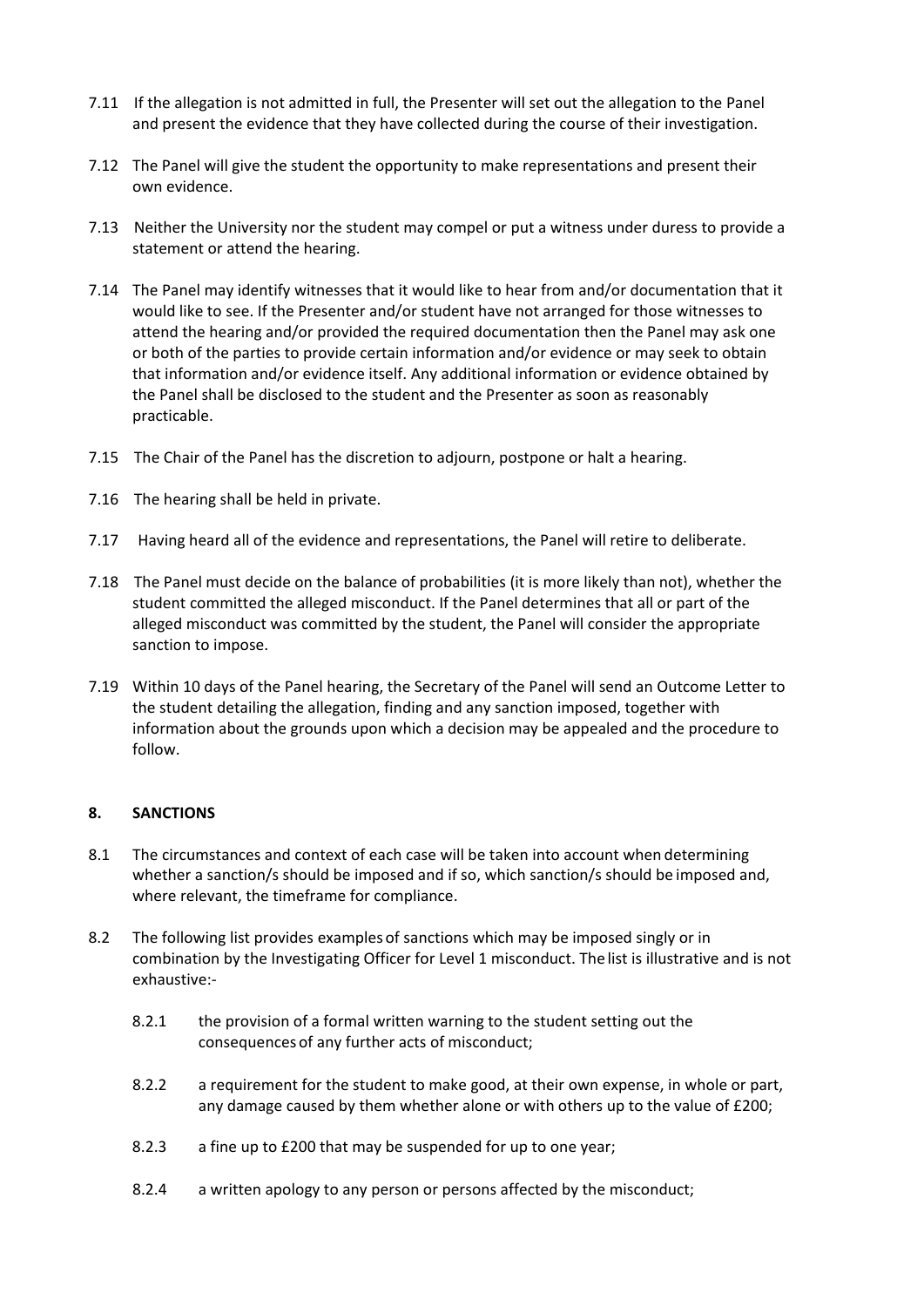7.11 If the allegation is not admitted in full, the Presenter will set out the allegation to the Panel and present the evidence that they have collected during the course of their investigation.

7.12 The Panel will give the student the opportunity to make representations and present their own evidence.

7.13 Neither the University nor the student may compel or put a witness under duress to provide a statement or attend the hearing.

7.14 The Panel may identify witnesses that it would like to hear from and/or documentation that it would like to see. If the Presenter and/or student have not arranged for those witnesses to attend the hearing and/or provided the required documentation then the Panel may ask one or both of the parties to provide certain information and/or evidence or may seek to obtain that information and/or evidence itself. Any additional information or evidence obtained by the Panel shall be disclosed to the student and the Presenter as soon as reasonably practicable.

7.15 The Chair of the Panel has the discretion to adjourn, postpone or halt a hearing.

7.16 The hearing shall be held in private.

7.17 Having heard all of the evidence and representations, the Panel will retire to deliberate.

7.18 The Panel must decide on the balance of probabilities (it is more likely than not), whether the student committed the alleged misconduct. If the Panel determines that all or part of the alleged misconduct was committed by the student, the Panel will consider the appropriate sanction to impose.

7.19 Within 10 days of the Panel hearing, the Secretary of the Panel will send an Outcome Letter to the student detailing the allegation, finding and any sanction imposed, together with information about the grounds upon which a decision may be appealed and the procedure to follow.

## 8. SANCTIONS

8.1 The circumstances and context of each case will be taken into account when determining whether a sanction/s should be imposed and if so, which sanction/s should be imposed and, where relevant, the timeframe for compliance.

8.2 The following list provides examples of sanctions which may be imposed singly or in combination by the Investigating Officer for Level 1 misconduct. The list is illustrative and is not exhaustive:-

8.2.1 the provision of a formal written warning to the student setting out the consequences of any further acts of misconduct;

8.2.2 a requirement for the student to make good, at their own expense, in whole or part, any damage caused by them whether alone or with others up to the value of £200;

8.2.3 a fine up to £200 that may be suspended for up to one year;

8.2.4 a written apology to any person or persons affected by the misconduct;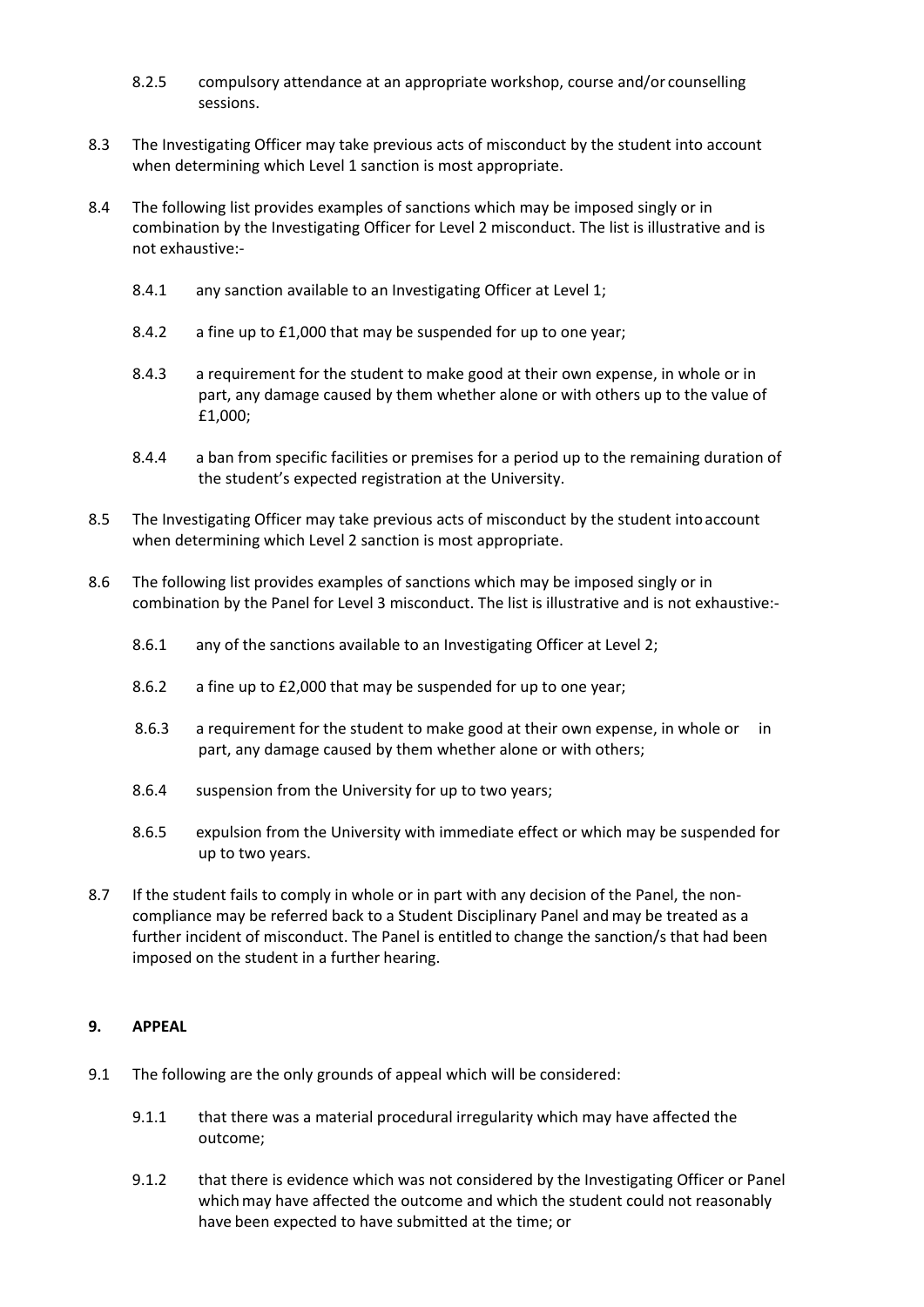8.2.5 compulsory attendance at an appropriate workshop, course and/or counselling sessions.

8.3 The Investigating Officer may take previous acts of misconduct by the student into account when determining which Level 1 sanction is most appropriate.

8.4 The following list provides examples of sanctions which may be imposed singly or in combination by the Investigating Officer for Level 2 misconduct. The list is illustrative and is not exhaustive:-

8.4.1 any sanction available to an Investigating Officer at Level 1;

8.4.2 a fine up to £1,000 that may be suspended for up to one year;

8.4.3 a requirement for the student to make good at their own expense, in whole or in part, any damage caused by them whether alone or with others up to the value of £1,000;

8.4.4 a ban from specific facilities or premises for a period up to the remaining duration of the student's expected registration at the University.

8.5 The Investigating Officer may take previous acts of misconduct by the student into account when determining which Level 2 sanction is most appropriate.

8.6 The following list provides examples of sanctions which may be imposed singly or in combination by the Panel for Level 3 misconduct. The list is illustrative and is not exhaustive:-

8.6.1 any of the sanctions available to an Investigating Officer at Level 2;

8.6.2 a fine up to £2,000 that may be suspended for up to one year;

8.6.3 a requirement for the student to make good at their own expense, in whole or in part, any damage caused by them whether alone or with others;

8.6.4 suspension from the University for up to two years;

8.6.5 expulsion from the University with immediate effect or which may be suspended for up to two years.

8.7 If the student fails to comply in whole or in part with any decision of the Panel, the non-compliance may be referred back to a Student Disciplinary Panel and may be treated as a further incident of misconduct. The Panel is entitled to change the sanction/s that had been imposed on the student in a further hearing.

## 9. APPEAL

9.1 The following are the only grounds of appeal which will be considered:

9.1.1 that there was a material procedural irregularity which may have affected the outcome;

9.1.2 that there is evidence which was not considered by the Investigating Officer or Panel which may have affected the outcome and which the student could not reasonably have been expected to have submitted at the time; or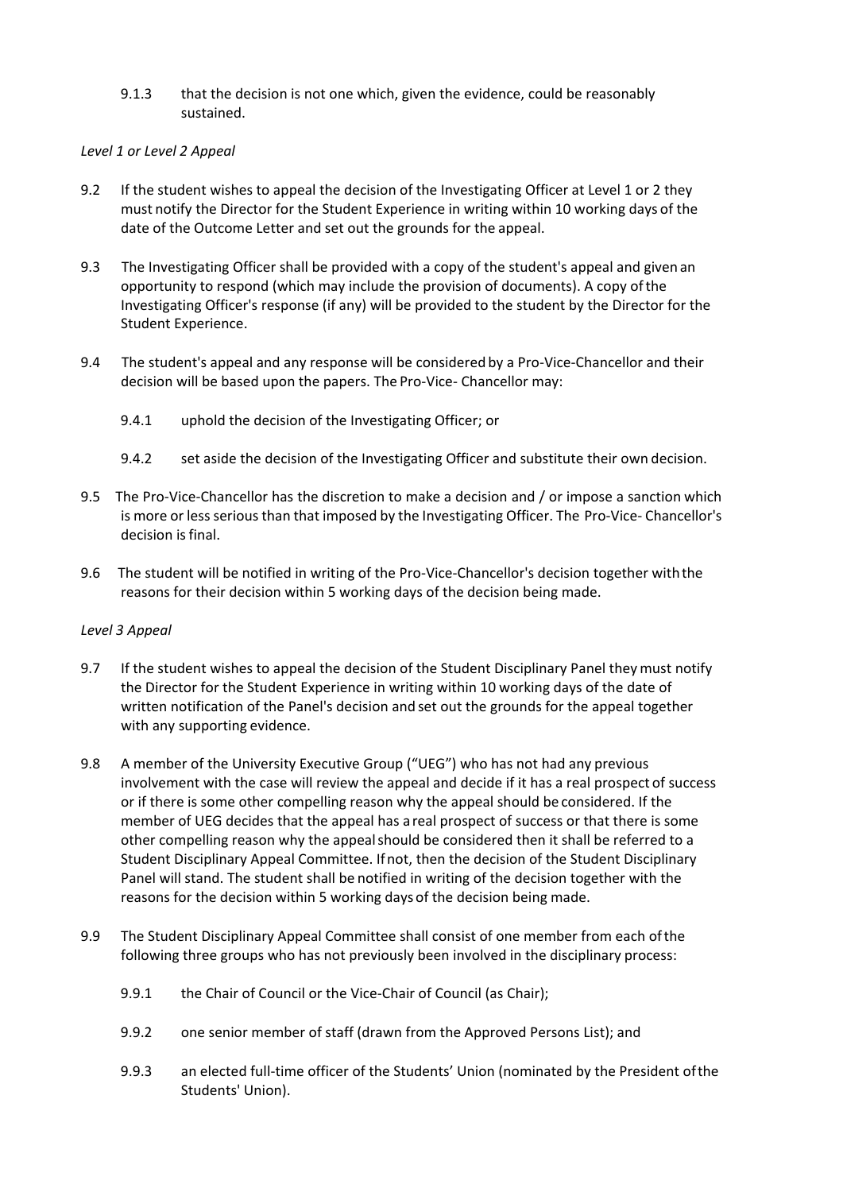9.1.3 that the decision is not one which, given the evidence, could be reasonably sustained.

*Level 1 or Level 2 Appeal*

9.2 If the student wishes to appeal the decision of the Investigating Officer at Level 1 or 2 they must notify the Director for the Student Experience in writing within 10 working days of the date of the Outcome Letter and set out the grounds for the appeal.

9.3 The Investigating Officer shall be provided with a copy of the student's appeal and given an opportunity to respond (which may include the provision of documents). A copy of the Investigating Officer's response (if any) will be provided to the student by the Director for the Student Experience.

9.4 The student's appeal and any response will be considered by a Pro-Vice-Chancellor and their decision will be based upon the papers. The Pro-Vice- Chancellor may:

9.4.1 uphold the decision of the Investigating Officer; or

9.4.2 set aside the decision of the Investigating Officer and substitute their own decision.

9.5 The Pro-Vice-Chancellor has the discretion to make a decision and / or impose a sanction which is more or less serious than that imposed by the Investigating Officer. The Pro-Vice- Chancellor's decision is final.

9.6 The student will be notified in writing of the Pro-Vice-Chancellor's decision together with the reasons for their decision within 5 working days of the decision being made.

*Level 3 Appeal*

9.7 If the student wishes to appeal the decision of the Student Disciplinary Panel they must notify the Director for the Student Experience in writing within 10 working days of the date of written notification of the Panel's decision and set out the grounds for the appeal together with any supporting evidence.

9.8 A member of the University Executive Group ("UEG") who has not had any previous involvement with the case will review the appeal and decide if it has a real prospect of success or if there is some other compelling reason why the appeal should be considered. If the member of UEG decides that the appeal has a real prospect of success or that there is some other compelling reason why the appeal should be considered then it shall be referred to a Student Disciplinary Appeal Committee. If not, then the decision of the Student Disciplinary Panel will stand. The student shall be notified in writing of the decision together with the reasons for the decision within 5 working days of the decision being made.

9.9 The Student Disciplinary Appeal Committee shall consist of one member from each of the following three groups who has not previously been involved in the disciplinary process:

9.9.1 the Chair of Council or the Vice-Chair of Council (as Chair);

9.9.2 one senior member of staff (drawn from the Approved Persons List); and

9.9.3 an elected full-time officer of the Students' Union (nominated by the President of the Students' Union).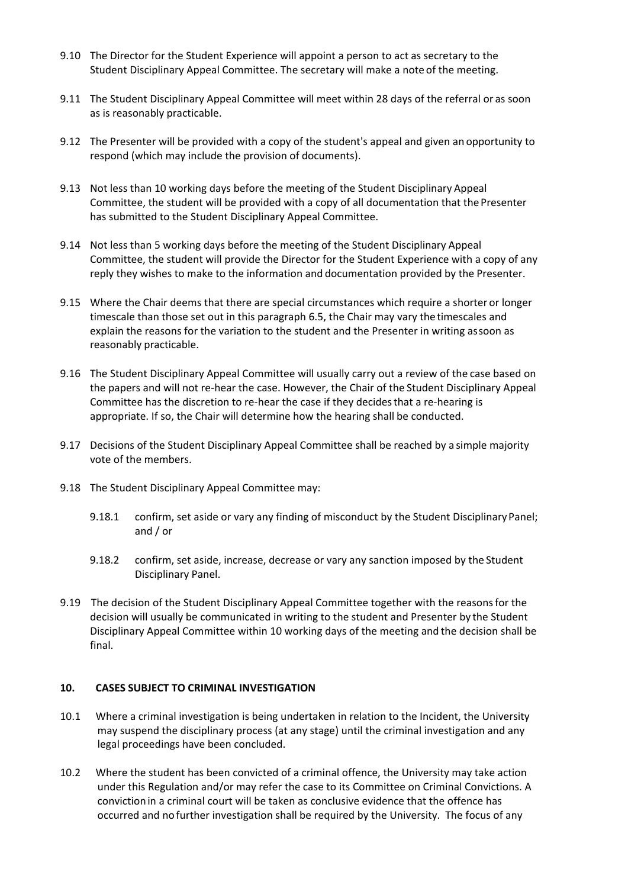9.10 The Director for the Student Experience will appoint a person to act as secretary to the Student Disciplinary Appeal Committee. The secretary will make a note of the meeting.

9.11 The Student Disciplinary Appeal Committee will meet within 28 days of the referral or as soon as is reasonably practicable.

9.12 The Presenter will be provided with a copy of the student's appeal and given an opportunity to respond (which may include the provision of documents).

9.13 Not less than 10 working days before the meeting of the Student Disciplinary Appeal Committee, the student will be provided with a copy of all documentation that the Presenter has submitted to the Student Disciplinary Appeal Committee.

9.14 Not less than 5 working days before the meeting of the Student Disciplinary Appeal Committee, the student will provide the Director for the Student Experience with a copy of any reply they wishes to make to the information and documentation provided by the Presenter.

9.15 Where the Chair deems that there are special circumstances which require a shorter or longer timescale than those set out in this paragraph 6.5, the Chair may vary the timescales and explain the reasons for the variation to the student and the Presenter in writing as soon as reasonably practicable.

9.16 The Student Disciplinary Appeal Committee will usually carry out a review of the case based on the papers and will not re-hear the case. However, the Chair of the Student Disciplinary Appeal Committee has the discretion to re-hear the case if they decides that a re-hearing is appropriate. If so, the Chair will determine how the hearing shall be conducted.

9.17 Decisions of the Student Disciplinary Appeal Committee shall be reached by a simple majority vote of the members.

9.18 The Student Disciplinary Appeal Committee may:

9.18.1 confirm, set aside or vary any finding of misconduct by the Student Disciplinary Panel; and / or

9.18.2 confirm, set aside, increase, decrease or vary any sanction imposed by the Student Disciplinary Panel.

9.19 The decision of the Student Disciplinary Appeal Committee together with the reasons for the decision will usually be communicated in writing to the student and Presenter by the Student Disciplinary Appeal Committee within 10 working days of the meeting and the decision shall be final.

## 10. CASES SUBJECT TO CRIMINAL INVESTIGATION

10.1 Where a criminal investigation is being undertaken in relation to the Incident, the University may suspend the disciplinary process (at any stage) until the criminal investigation and any legal proceedings have been concluded.

10.2 Where the student has been convicted of a criminal offence, the University may take action under this Regulation and/or may refer the case to its Committee on Criminal Convictions. A conviction in a criminal court will be taken as conclusive evidence that the offence has occurred and no further investigation shall be required by the University. The focus of any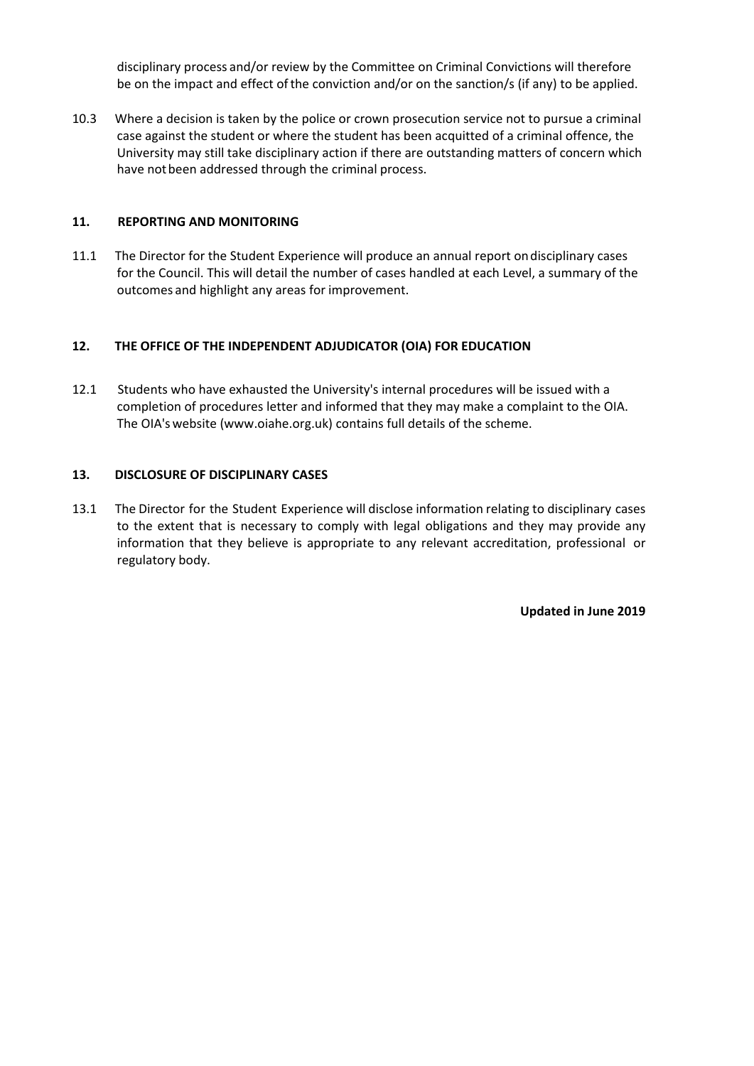disciplinary process and/or review by the Committee on Criminal Convictions will therefore be on the impact and effect of the conviction and/or on the sanction/s (if any) to be applied.

10.3 Where a decision is taken by the police or crown prosecution service not to pursue a criminal case against the student or where the student has been acquitted of a criminal offence, the University may still take disciplinary action if there are outstanding matters of concern which have not been addressed through the criminal process.

## 11. REPORTING AND MONITORING

11.1 The Director for the Student Experience will produce an annual report on disciplinary cases for the Council. This will detail the number of cases handled at each Level, a summary of the outcomes and highlight any areas for improvement.

## 12. THE OFFICE OF THE INDEPENDENT ADJUDICATOR (OIA) FOR EDUCATION

12.1 Students who have exhausted the University's internal procedures will be issued with a completion of procedures letter and informed that they may make a complaint to the OIA. The OIA's website (www.oiahe.org.uk) contains full details of the scheme.

## 13. DISCLOSURE OF DISCIPLINARY CASES

13.1 The Director for the Student Experience will disclose information relating to disciplinary cases to the extent that is necessary to comply with legal obligations and they may provide any information that they believe is appropriate to any relevant accreditation, professional or regulatory body.

**Updated in June 2019**